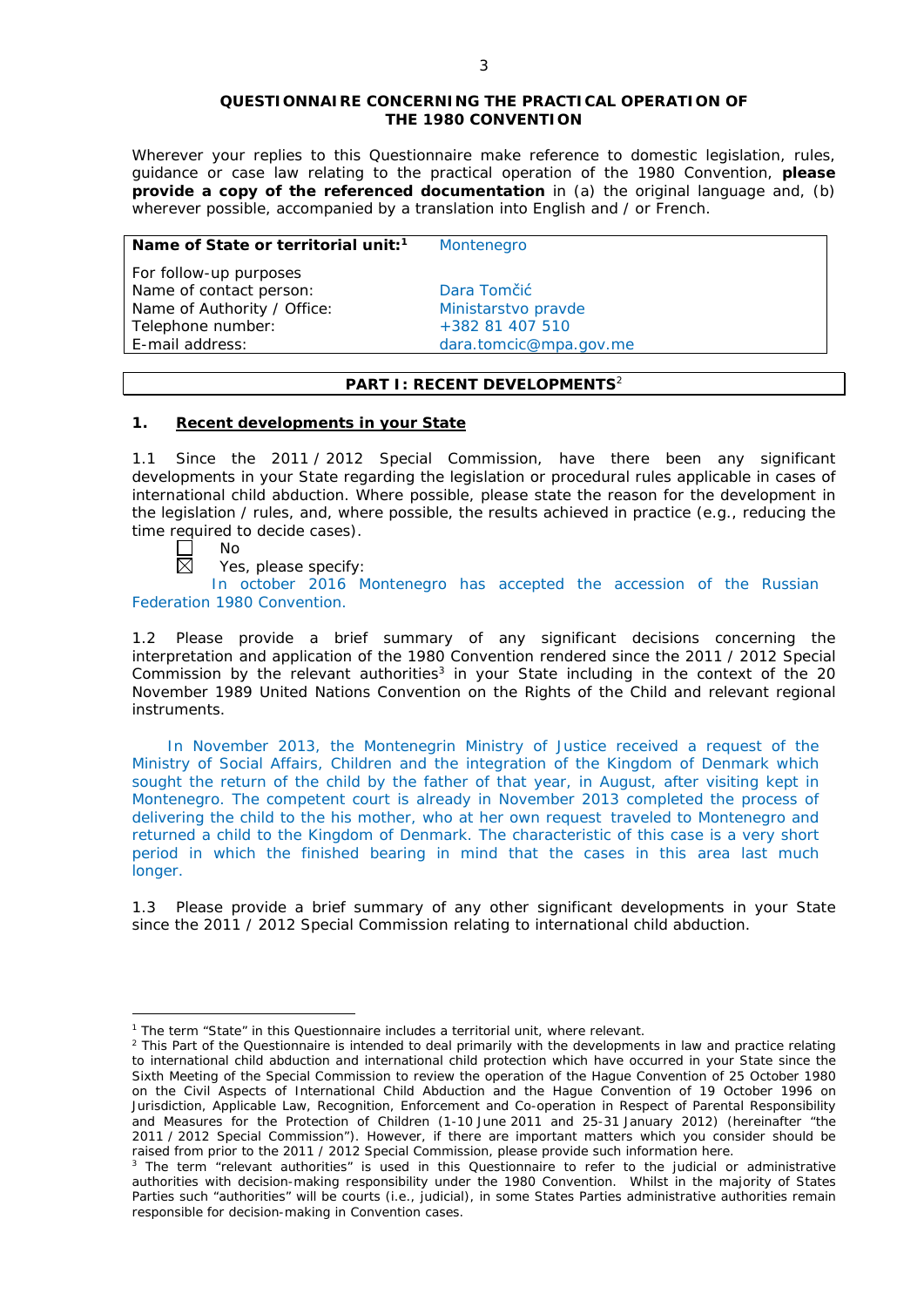**QUESTIONNAIRE CONCERNING THE PRACTICAL OPERATION OF THE 1980 CONVENTION**

Wherever your replies to this Questionnaire make reference to domestic legislation, rules, guidance or case law relating to the practical operation of the 1980 Convention, **please provide a copy of the referenced documentation** in (a) the original language and, (b) wherever possible, accompanied by a translation into English and / or French.

| **Name of State or territorial unit:**[1] | Montenegro |
|---|---|
| For follow-up purposes | |
| Name of contact person: | Dara Tomčić |
| Name of Authority / Office: | Ministarstvo pravde |
| Telephone number: | +382 81 407 510 |
| E-mail address: | dara.tomcic@mpa.gov.me |

## PART I: RECENT DEVELOPMENTS[2]

### 1. Recent developments in your State

1.1 Since the 2011 / 2012 Special Commission, have there been any significant developments in your State regarding the legislation or procedural rules applicable in cases of international child abduction. Where possible, please state the reason for the development in the legislation / rules, and, where possible, the results achieved in practice (e.g., reducing the time required to decide cases).

☐ No

☒ Yes, please specify:

In october 2016 Montenegro has accepted the accession of the Russian Federation 1980 Convention.

1.2 Please provide a brief summary of any significant decisions concerning the interpretation and application of the 1980 Convention rendered since the 2011 / 2012 Special Commission by the relevant authorities[3] in your State including in the context of the 20 November 1989 United Nations Convention on the Rights of the Child and relevant regional instruments.

In November 2013, the Montenegrin Ministry of Justice received a request of the Ministry of Social Affairs, Children and the integration of the Kingdom of Denmark which sought the return of the child by the father of that year, in August, after visiting kept in Montenegro. The competent court is already in November 2013 completed the process of delivering the child to the his mother, who at her own request traveled to Montenegro and returned a child to the Kingdom of Denmark. The characteristic of this case is a very short period in which the finished bearing in mind that the cases in this area last much longer.

1.3 Please provide a brief summary of any other significant developments in your State since the 2011 / 2012 Special Commission relating to international child abduction.

---

[1] The term "State" in this Questionnaire includes a territorial unit, where relevant.

[2] This Part of the Questionnaire is intended to deal primarily with the developments in law and practice relating to international child abduction and international child protection which have occurred in your State since the Sixth Meeting of the Special Commission to review the operation of the Hague Convention of 25 October 1980 on the Civil Aspects of International Child Abduction and the Hague Convention of 19 October 1996 on Jurisdiction, Applicable Law, Recognition, Enforcement and Co-operation in Respect of Parental Responsibility and Measures for the Protection of Children (1-10 June 2011 and 25-31 January 2012) (hereinafter "the 2011 / 2012 Special Commission"). However, if there are important matters which you consider should be raised from prior to the 2011 / 2012 Special Commission, please provide such information here.

[3] The term "relevant authorities" is used in this Questionnaire to refer to the judicial or administrative authorities with decision-making responsibility under the 1980 Convention. Whilst in the majority of States Parties such "authorities" will be courts (i.e., judicial), in some States Parties administrative authorities remain responsible for decision-making in Convention cases.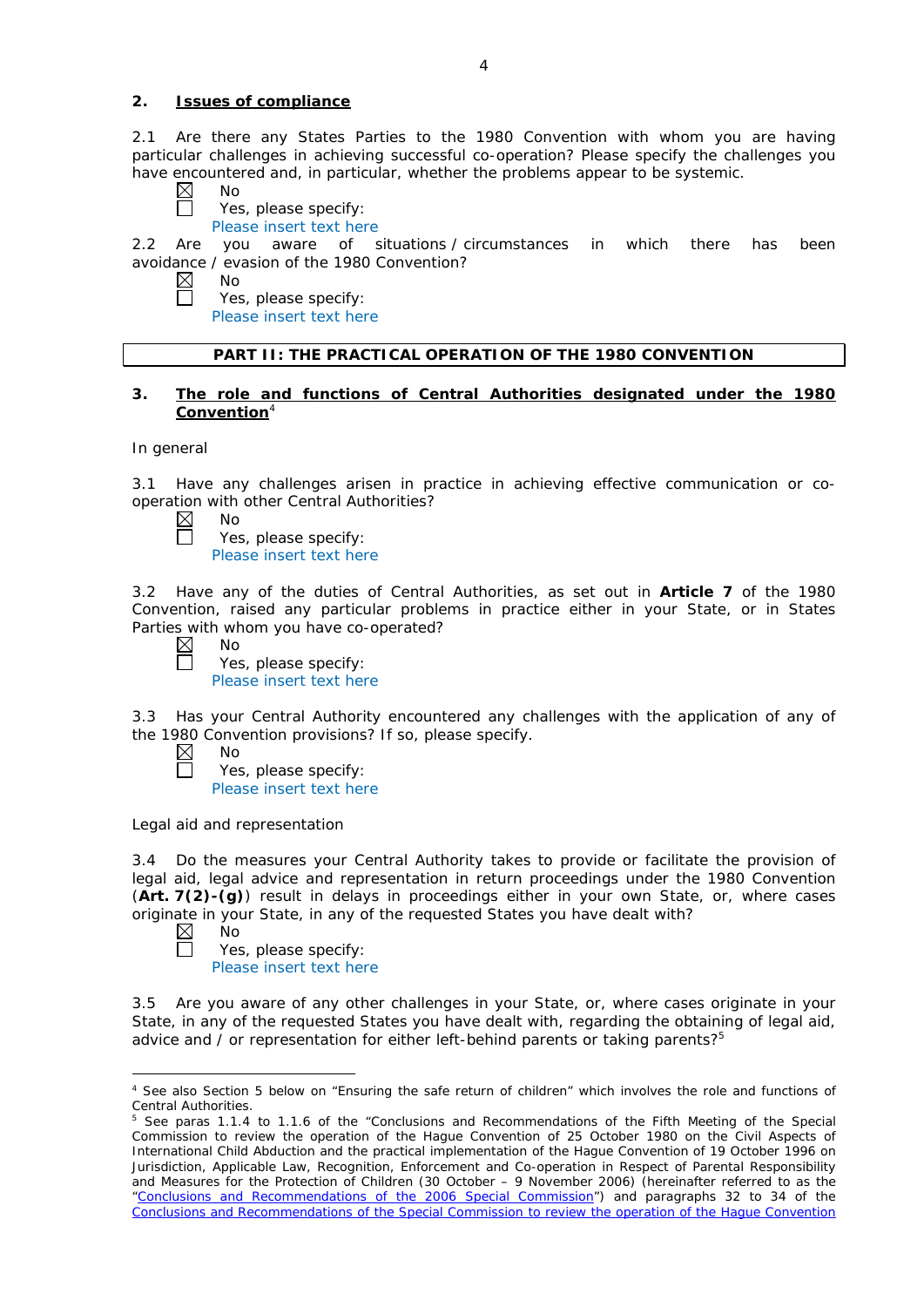## 2. Issues of compliance

2.1 Are there any States Parties to the 1980 Convention with whom you are having particular challenges in achieving successful co-operation? Please specify the challenges you have encountered and, in particular, whether the problems appear to be systemic.

☒ No
☐ Yes, please specify:
Please insert text here

2.2 Are you aware of situations / circumstances in which there has been avoidance / evasion of the 1980 Convention?

☒ No
☐ Yes, please specify:
Please insert text here

**PART II: THE PRACTICAL OPERATION OF THE 1980 CONVENTION**

## 3. The role and functions of Central Authorities designated under the 1980 Convention[4]

In general

3.1 Have any challenges arisen in practice in achieving effective communication or co-operation with other Central Authorities?

☒ No
☐ Yes, please specify:
Please insert text here

3.2 Have any of the duties of Central Authorities, as set out in **Article 7** of the 1980 Convention, raised any particular problems in practice either in your State, or in States Parties with whom you have co-operated?

☒ No
☐ Yes, please specify:
Please insert text here

3.3 Has your Central Authority encountered any challenges with the application of any of the 1980 Convention provisions? If so, please specify.

☒ No
☐ Yes, please specify:
Please insert text here

Legal aid and representation

3.4 Do the measures your Central Authority takes to provide or facilitate the provision of legal aid, legal advice and representation in return proceedings under the 1980 Convention (**Art. 7(2)-(g)**) result in delays in proceedings either in your own State, or, where cases originate in your State, in any of the requested States you have dealt with?

☒ No
☐ Yes, please specify:
Please insert text here

3.5 Are you aware of any other challenges in your State, or, where cases originate in your State, in any of the requested States you have dealt with, regarding the obtaining of legal aid, advice and / or representation for either left-behind parents or taking parents?[5]

---

[4] See also Section 5 below on "Ensuring the safe return of children" which involves the role and functions of Central Authorities.

[5] See paras 1.1.4 to 1.1.6 of the "Conclusions and Recommendations of the Fifth Meeting of the Special Commission to review the operation of the Hague Convention of 25 October 1980 on the Civil Aspects of International Child Abduction and the practical implementation of the Hague Convention of 19 October 1996 on Jurisdiction, Applicable Law, Recognition, Enforcement and Co-operation in Respect of Parental Responsibility and Measures for the Protection of Children (30 October – 9 November 2006) (hereinafter referred to as the "Conclusions and Recommendations of the 2006 Special Commission") and paragraphs 32 to 34 of the Conclusions and Recommendations of the Special Commission to review the operation of the Hague Convention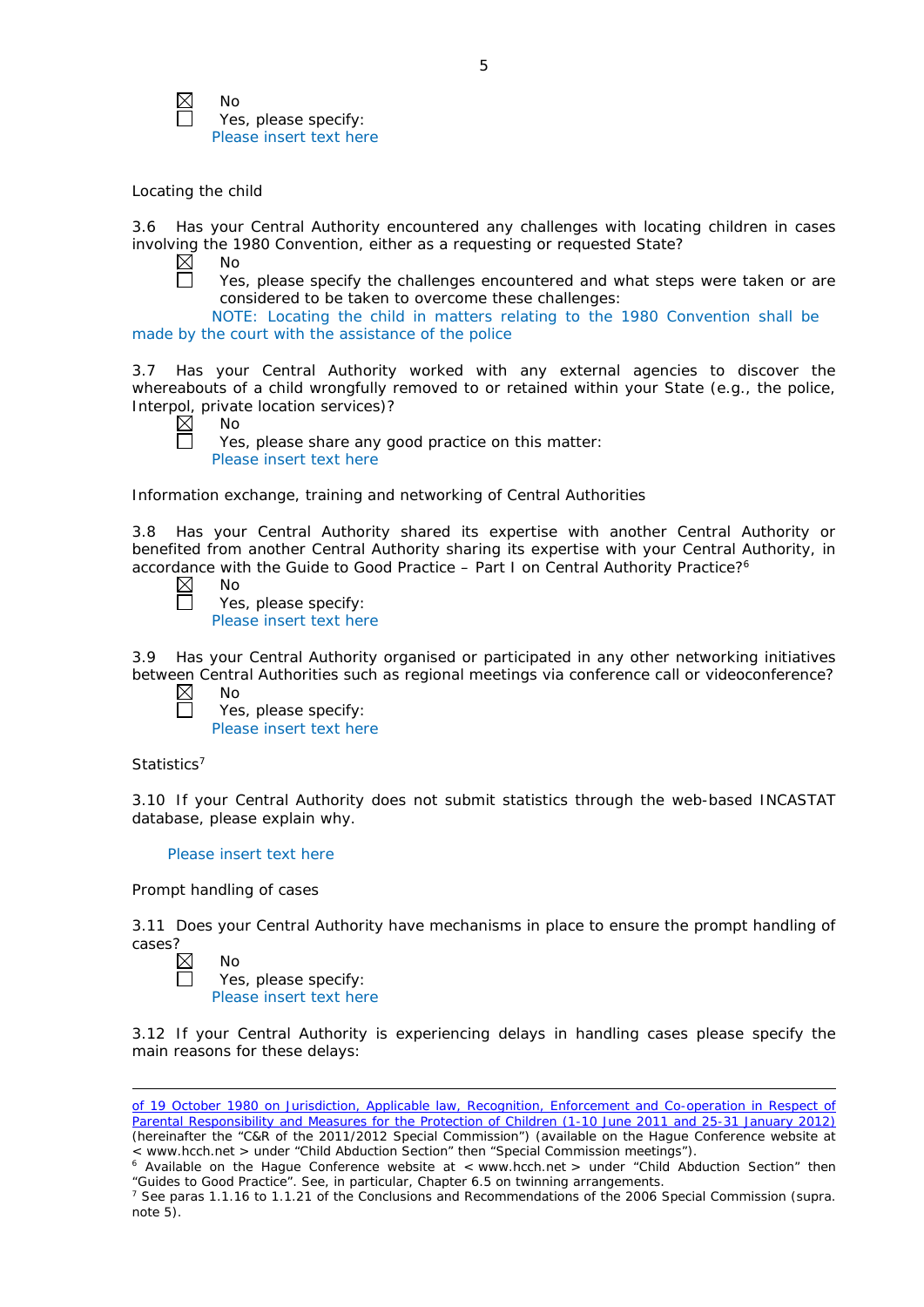☒ No
☐ Yes, please specify:
Please insert text here

Locating the child

3.6 Has your Central Authority encountered any challenges with locating children in cases involving the 1980 Convention, either as a requesting or requested State?

☒ No
☐ Yes, please specify the challenges encountered and what steps were taken or are considered to be taken to overcome these challenges:
NOTE: Locating the child in matters relating to the 1980 Convention shall be made by the court with the assistance of the police

3.7 Has your Central Authority worked with any external agencies to discover the whereabouts of a child wrongfully removed to or retained within your State (e.g., the police, Interpol, private location services)?

☒ No
☐ Yes, please share any good practice on this matter:
Please insert text here

Information exchange, training and networking of Central Authorities

3.8 Has your Central Authority shared its expertise with another Central Authority or benefited from another Central Authority sharing its expertise with your Central Authority, in accordance with the Guide to Good Practice – Part I on Central Authority Practice?[6]

☒ No
☐ Yes, please specify:
Please insert text here

3.9 Has your Central Authority organised or participated in any other networking initiatives between Central Authorities such as regional meetings via conference call or videoconference?

☒ No
☐ Yes, please specify:
Please insert text here

Statistics[7]

3.10 If your Central Authority does not submit statistics through the web-based INCASTAT database, please explain why.

Please insert text here

Prompt handling of cases

3.11 Does your Central Authority have mechanisms in place to ensure the prompt handling of cases?

☒ No
☐ Yes, please specify:
Please insert text here

3.12 If your Central Authority is experiencing delays in handling cases please specify the main reasons for these delays:

---

of 19 October 1980 on Jurisdiction, Applicable law, Recognition, Enforcement and Co-operation in Respect of Parental Responsibility and Measures for the Protection of Children (1-10 June 2011 and 25-31 January 2012) (hereinafter the "C&R of the 2011/2012 Special Commission") (available on the Hague Conference website at < www.hcch.net > under "Child Abduction Section" then "Special Commission meetings").

[6] Available on the Hague Conference website at < www.hcch.net > under "Child Abduction Section" then "Guides to Good Practice". See, in particular, Chapter 6.5 on twinning arrangements.

[7] See paras 1.1.16 to 1.1.21 of the Conclusions and Recommendations of the 2006 Special Commission (supra. note 5).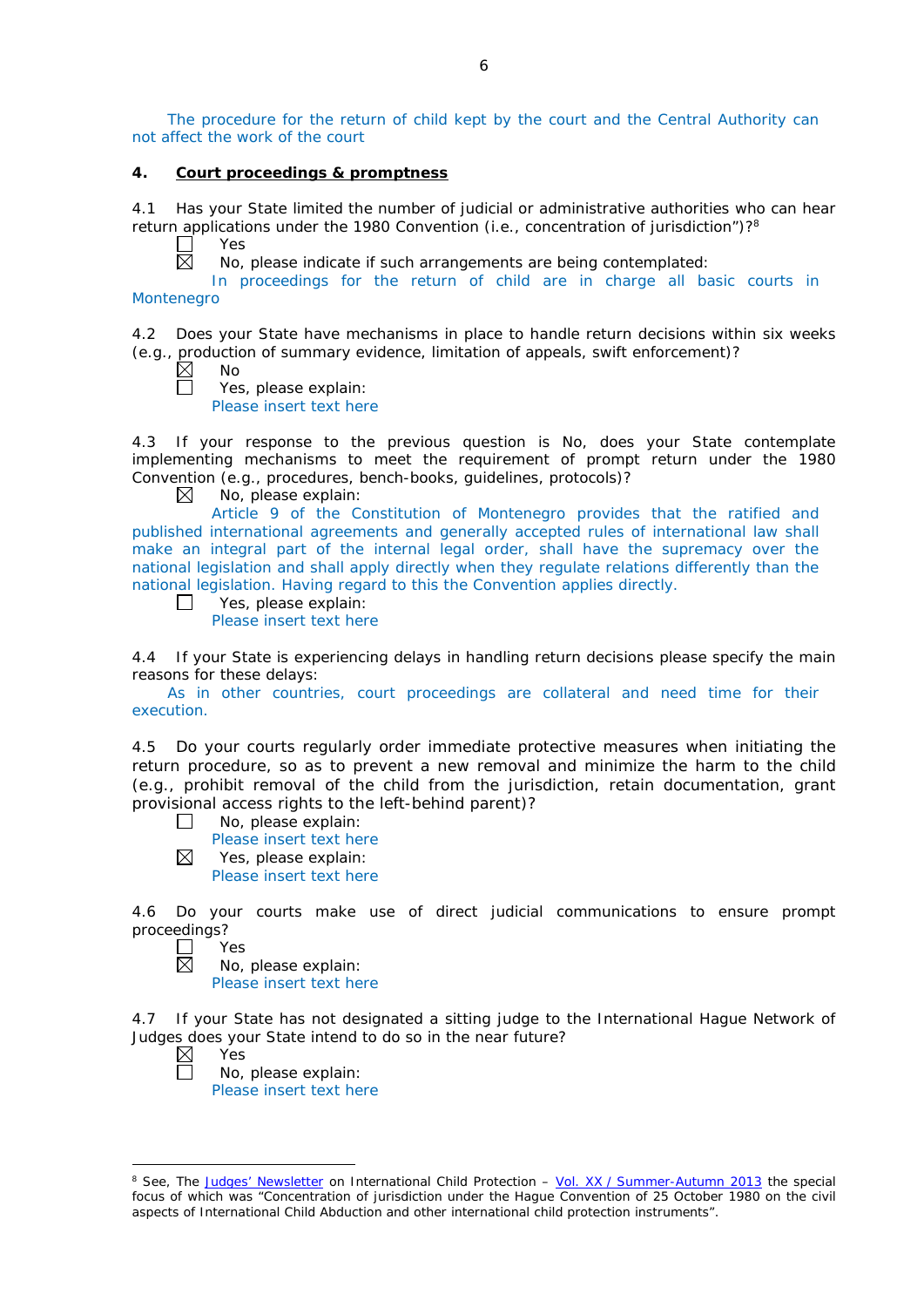The procedure for the return of child kept by the court and the Central Authority can not affect the work of the court

## 4. Court proceedings & promptness

4.1 Has your State limited the number of judicial or administrative authorities who can hear return applications under the 1980 Convention (i.e., concentration of jurisdiction")?[8]

☐ Yes

☒ No, please indicate if such arrangements are being contemplated:

In proceedings for the return of child are in charge all basic courts in Montenegro

4.2 Does your State have mechanisms in place to handle return decisions within six weeks (e.g., production of summary evidence, limitation of appeals, swift enforcement)?

☒ No

☐ Yes, please explain:

Please insert text here

4.3 If your response to the previous question is No, does your State contemplate implementing mechanisms to meet the requirement of prompt return under the 1980 Convention (e.g., procedures, bench-books, guidelines, protocols)?

☒ No, please explain:

Article 9 of the Constitution of Montenegro provides that the ratified and published international agreements and generally accepted rules of international law shall make an integral part of the internal legal order, shall have the supremacy over the national legislation and shall apply directly when they regulate relations differently than the national legislation. Having regard to this the Convention applies directly.

☐ Yes, please explain:

Please insert text here

4.4 If your State is experiencing delays in handling return decisions please specify the main reasons for these delays:

As in other countries, court proceedings are collateral and need time for their execution.

4.5 Do your courts regularly order immediate protective measures when initiating the return procedure, so as to prevent a new removal and minimize the harm to the child (e.g., prohibit removal of the child from the jurisdiction, retain documentation, grant provisional access rights to the left-behind parent)?

☐ No, please explain:

Please insert text here

☒ Yes, please explain:

Please insert text here

4.6 Do your courts make use of direct judicial communications to ensure prompt proceedings?

☐ Yes

☒ No, please explain:

Please insert text here

4.7 If your State has not designated a sitting judge to the International Hague Network of Judges does your State intend to do so in the near future?

☒ Yes

☐ No, please explain:

Please insert text here

---

[8] See, The Judges' Newsletter on International Child Protection – Vol. XX / Summer-Autumn 2013 the special focus of which was "Concentration of jurisdiction under the Hague Convention of 25 October 1980 on the civil aspects of International Child Abduction and other international child protection instruments".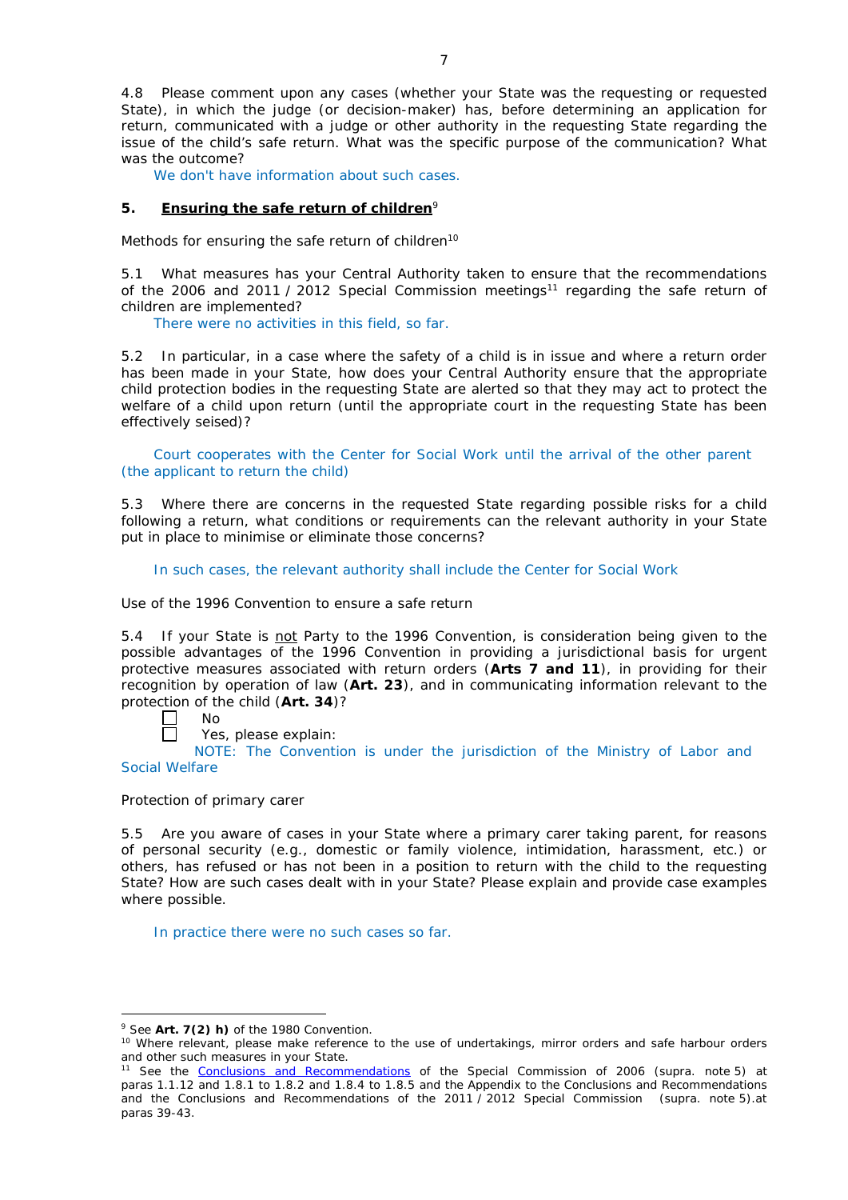4.8 Please comment upon any cases (whether your State was the requesting or requested State), in which the judge (or decision-maker) has, before determining an application for return, communicated with a judge or other authority in the requesting State regarding the issue of the child's safe return. What was the specific purpose of the communication? What was the outcome?

We don't have information about such cases.

## 5. **Ensuring the safe return of children**[9]

Methods for ensuring the safe return of children[10]

5.1 What measures has your Central Authority taken to ensure that the recommendations of the 2006 and 2011 / 2012 Special Commission meetings[11] regarding the safe return of children are implemented?

There were no activities in this field, so far.

5.2 In particular, in a case where the safety of a child is in issue and where a return order has been made in your State, how does your Central Authority ensure that the appropriate child protection bodies in the requesting State are alerted so that they may act to protect the welfare of a child upon return (until the appropriate court in the requesting State has been effectively seised)?

Court cooperates with the Center for Social Work until the arrival of the other parent (the applicant to return the child)

5.3 Where there are concerns in the requested State regarding possible risks for a child following a return, what conditions or requirements can the relevant authority in your State put in place to minimise or eliminate those concerns?

In such cases, the relevant authority shall include the Center for Social Work

Use of the 1996 Convention to ensure a safe return

5.4 If your State is not Party to the 1996 Convention, is consideration being given to the possible advantages of the 1996 Convention in providing a jurisdictional basis for urgent protective measures associated with return orders (**Arts 7 and 11**), in providing for their recognition by operation of law (**Art. 23**), and in communicating information relevant to the protection of the child (**Art. 34**)?

- ☐ No
- ☐ Yes, please explain:

NOTE: The Convention is under the jurisdiction of the Ministry of Labor and Social Welfare

Protection of primary carer

5.5 Are you aware of cases in your State where a primary carer taking parent, for reasons of personal security (e.g., domestic or family violence, intimidation, harassment, etc.) or others, has refused or has not been in a position to return with the child to the requesting State? How are such cases dealt with in your State? Please explain and provide case examples where possible.

In practice there were no such cases so far.

---

[9] See **Art. 7(2) h)** of the 1980 Convention.

[10] Where relevant, please make reference to the use of undertakings, mirror orders and safe harbour orders and other such measures in your State.

[11] See the Conclusions and Recommendations of the Special Commission of 2006 (supra. note 5) at paras 1.1.12 and 1.8.1 to 1.8.2 and 1.8.4 to 1.8.5 and the Appendix to the Conclusions and Recommendations and the Conclusions and Recommendations of the 2011 / 2012 Special Commission (supra. note 5).at paras 39-43.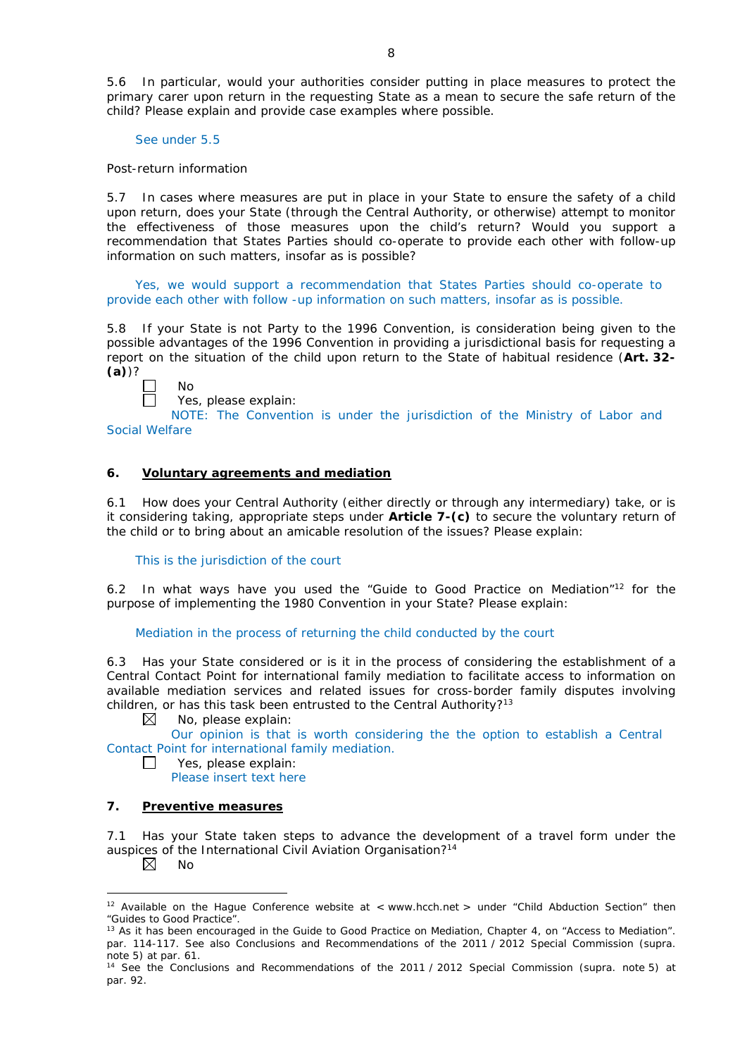5.6 In particular, would your authorities consider putting in place measures to protect the primary carer upon return in the requesting State as a mean to secure the safe return of the child? Please explain and provide case examples where possible.

See under 5.5

Post-return information

5.7 In cases where measures are put in place in your State to ensure the safety of a child upon return, does your State (through the Central Authority, or otherwise) attempt to monitor the effectiveness of those measures upon the child's return? Would you support a recommendation that States Parties should co-operate to provide each other with follow-up information on such matters, insofar as is possible?

Yes, we would support a recommendation that States Parties should co-operate to provide each other with follow -up information on such matters, insofar as is possible.

5.8 If your State is not Party to the 1996 Convention, is consideration being given to the possible advantages of the 1996 Convention in providing a jurisdictional basis for requesting a report on the situation of the child upon return to the State of habitual residence (**Art. 32-(a)**)?

☐ No

☐ Yes, please explain:

NOTE: The Convention is under the jurisdiction of the Ministry of Labor and Social Welfare

## 6. Voluntary agreements and mediation

6.1 How does your Central Authority (either directly or through any intermediary) take, or is it considering taking, appropriate steps under **Article 7-(c)** to secure the voluntary return of the child or to bring about an amicable resolution of the issues? Please explain:

This is the jurisdiction of the court

6.2 In what ways have you used the "Guide to Good Practice on Mediation"[12] for the purpose of implementing the 1980 Convention in your State? Please explain:

Mediation in the process of returning the child conducted by the court

6.3 Has your State considered or is it in the process of considering the establishment of a Central Contact Point for international family mediation to facilitate access to information on available mediation services and related issues for cross-border family disputes involving children, or has this task been entrusted to the Central Authority?[13]

☒ No, please explain:

Our opinion is that is worth considering the the option to establish a Central Contact Point for international family mediation.

☐ Yes, please explain:

Please insert text here

## 7. Preventive measures

7.1 Has your State taken steps to advance the development of a travel form under the auspices of the International Civil Aviation Organisation?[14]

☒ No

---

[12] Available on the Hague Conference website at < www.hcch.net > under "Child Abduction Section" then "Guides to Good Practice".

[13] As it has been encouraged in the Guide to Good Practice on Mediation, Chapter 4, on "Access to Mediation". par. 114-117. See also Conclusions and Recommendations of the 2011 / 2012 Special Commission (supra. note 5) at par. 61.

[14] See the Conclusions and Recommendations of the 2011 / 2012 Special Commission (supra. note 5) at par. 92.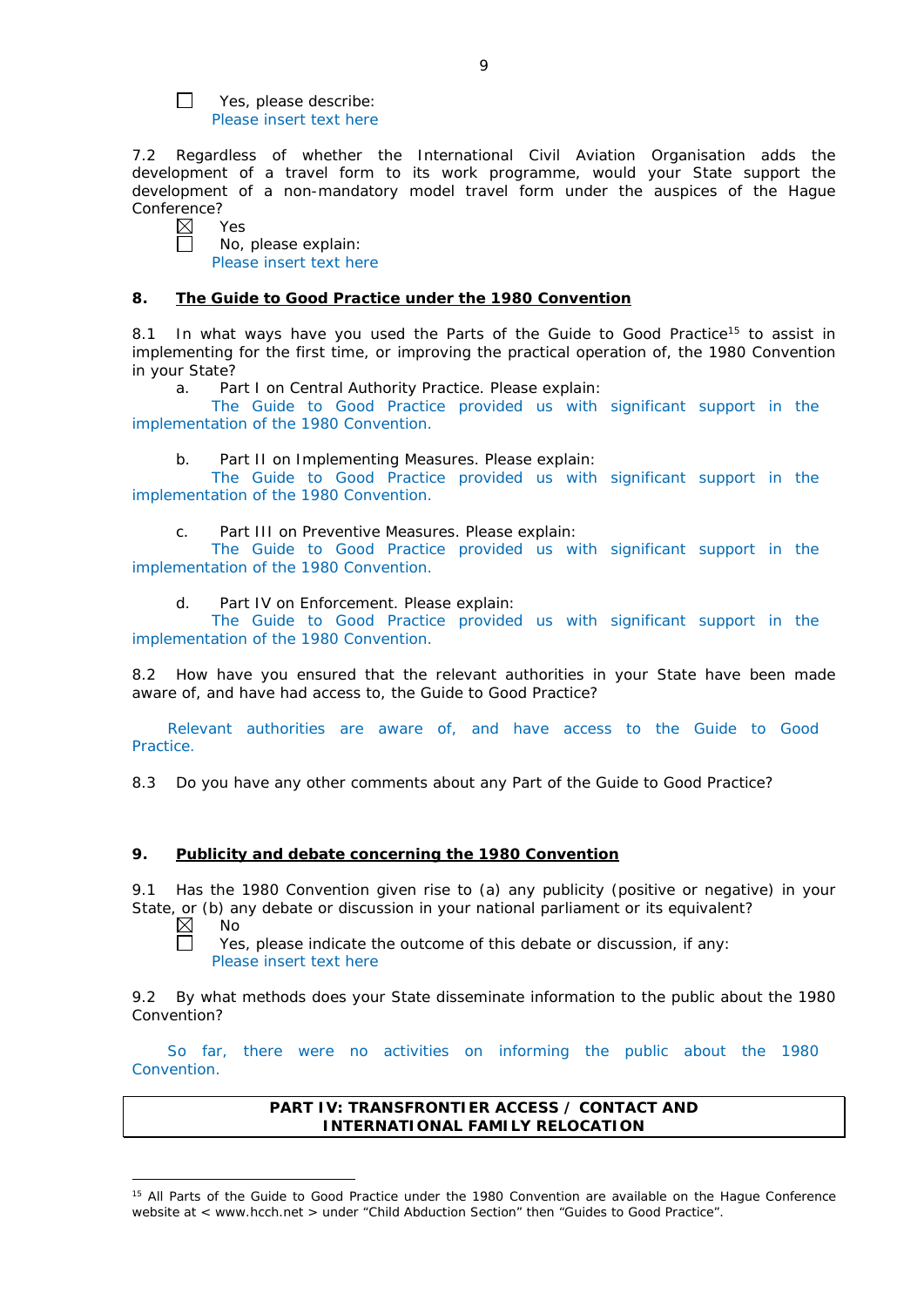☐ Yes, please describe:
Please insert text here

7.2 Regardless of whether the International Civil Aviation Organisation adds the development of a travel form to its work programme, would your State support the development of a non-mandatory model travel form under the auspices of the Hague Conference?

☒ Yes
☐ No, please explain:
Please insert text here

## 8. The Guide to Good Practice under the 1980 Convention

8.1 In what ways have you used the Parts of the Guide to Good Practice[15] to assist in implementing for the first time, or improving the practical operation of, the 1980 Convention in your State?

a. Part I on Central Authority Practice. Please explain:
The Guide to Good Practice provided us with significant support in the implementation of the 1980 Convention.

b. Part II on Implementing Measures. Please explain:
The Guide to Good Practice provided us with significant support in the implementation of the 1980 Convention.

c. Part III on Preventive Measures. Please explain:
The Guide to Good Practice provided us with significant support in the implementation of the 1980 Convention.

d. Part IV on Enforcement. Please explain:
The Guide to Good Practice provided us with significant support in the implementation of the 1980 Convention.

8.2 How have you ensured that the relevant authorities in your State have been made aware of, and have had access to, the Guide to Good Practice?

Relevant authorities are aware of, and have access to the Guide to Good Practice.

8.3 Do you have any other comments about any Part of the Guide to Good Practice?

## 9. Publicity and debate concerning the 1980 Convention

9.1 Has the 1980 Convention given rise to (a) any publicity (positive or negative) in your State, or (b) any debate or discussion in your national parliament or its equivalent?

☒ No
☐ Yes, please indicate the outcome of this debate or discussion, if any:
Please insert text here

9.2 By what methods does your State disseminate information to the public about the 1980 Convention?

So far, there were no activities on informing the public about the 1980 Convention.

## PART IV: TRANSFRONTIER ACCESS / CONTACT AND INTERNATIONAL FAMILY RELOCATION

[15] All Parts of the Guide to Good Practice under the 1980 Convention are available on the Hague Conference website at < www.hcch.net > under "Child Abduction Section" then "Guides to Good Practice".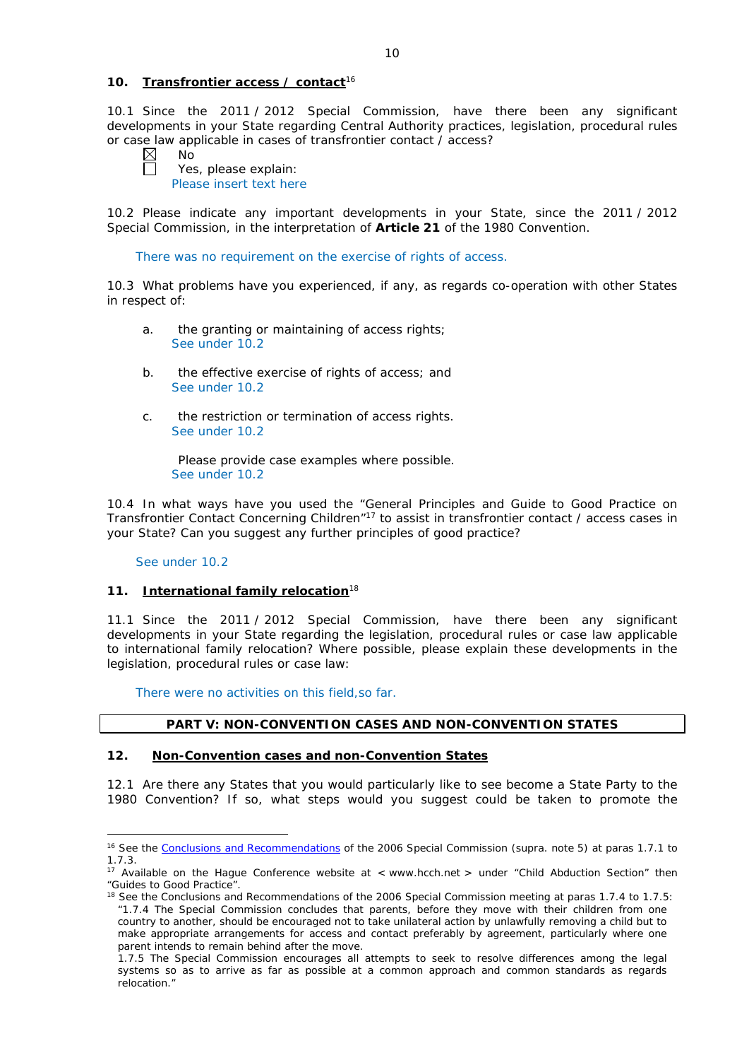## 10. Transfrontier access / contact[16]

10.1 Since the 2011 / 2012 Special Commission, have there been any significant developments in your State regarding Central Authority practices, legislation, procedural rules or case law applicable in cases of transfrontier contact / access?

☒ No
☐ Yes, please explain:
Please insert text here

10.2 Please indicate any important developments in your State, since the 2011 / 2012 Special Commission, in the interpretation of **Article 21** of the 1980 Convention.

There was no requirement on the exercise of rights of access.

10.3 What problems have you experienced, if any, as regards co-operation with other States in respect of:

a. the granting or maintaining of access rights;
See under 10.2

b. the effective exercise of rights of access; and
See under 10.2

c. the restriction or termination of access rights.
See under 10.2

Please provide case examples where possible.
See under 10.2

10.4 In what ways have you used the "General Principles and Guide to Good Practice on Transfrontier Contact Concerning Children"[17] to assist in transfrontier contact / access cases in your State? Can you suggest any further principles of good practice?

See under 10.2

## 11. International family relocation[18]

11.1 Since the 2011 / 2012 Special Commission, have there been any significant developments in your State regarding the legislation, procedural rules or case law applicable to international family relocation? Where possible, please explain these developments in the legislation, procedural rules or case law:

There were no activities on this field,so far.

# PART V: NON-CONVENTION CASES AND NON-CONVENTION STATES

## 12. Non-Convention cases and non-Convention States

12.1 Are there any States that you would particularly like to see become a State Party to the 1980 Convention? If so, what steps would you suggest could be taken to promote the

---

[16] See the Conclusions and Recommendations of the 2006 Special Commission (supra. note 5) at paras 1.7.1 to 1.7.3.

[17] Available on the Hague Conference website at < www.hcch.net > under "Child Abduction Section" then "Guides to Good Practice".

[18] See the Conclusions and Recommendations of the 2006 Special Commission meeting at paras 1.7.4 to 1.7.5: "1.7.4 The Special Commission concludes that parents, before they move with their children from one country to another, should be encouraged not to take unilateral action by unlawfully removing a child but to make appropriate arrangements for access and contact preferably by agreement, particularly where one parent intends to remain behind after the move.
1.7.5 The Special Commission encourages all attempts to seek to resolve differences among the legal systems so as to arrive as far as possible at a common approach and common standards as regards relocation."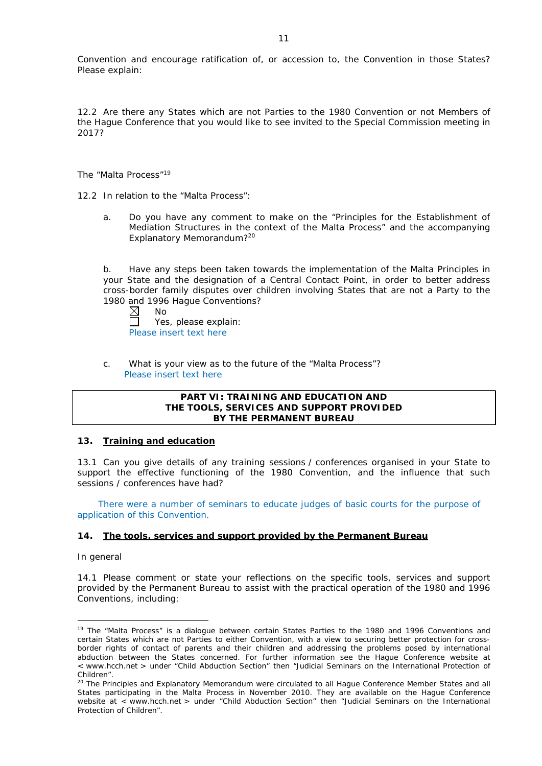Convention and encourage ratification of, or accession to, the Convention in those States? Please explain:

12.2 Are there any States which are not Parties to the 1980 Convention or not Members of the Hague Conference that you would like to see invited to the Special Commission meeting in 2017?

The "Malta Process"[19]

12.2 In relation to the "Malta Process":

a. Do you have any comment to make on the "Principles for the Establishment of Mediation Structures in the context of the Malta Process" and the accompanying Explanatory Memorandum?[20]

b. Have any steps been taken towards the implementation of the Malta Principles in your State and the designation of a Central Contact Point, in order to better address cross-border family disputes over children involving States that are not a Party to the 1980 and 1996 Hague Conventions?

☒ No
☐ Yes, please explain:
Please insert text here

c. What is your view as to the future of the "Malta Process"?
Please insert text here

**PART VI: TRAINING AND EDUCATION AND THE TOOLS, SERVICES AND SUPPORT PROVIDED BY THE PERMANENT BUREAU**

## 13. Training and education

13.1 Can you give details of any training sessions / conferences organised in your State to support the effective functioning of the 1980 Convention, and the influence that such sessions / conferences have had?

There were a number of seminars to educate judges of basic courts for the purpose of application of this Convention.

## 14. The tools, services and support provided by the Permanent Bureau

In general

14.1 Please comment or state your reflections on the specific tools, services and support provided by the Permanent Bureau to assist with the practical operation of the 1980 and 1996 Conventions, including:

---

[19] The "Malta Process" is a dialogue between certain States Parties to the 1980 and 1996 Conventions and certain States which are not Parties to either Convention, with a view to securing better protection for cross-border rights of contact of parents and their children and addressing the problems posed by international abduction between the States concerned. For further information see the Hague Conference website at < www.hcch.net > under "Child Abduction Section" then "Judicial Seminars on the International Protection of Children".

[20] The Principles and Explanatory Memorandum were circulated to all Hague Conference Member States and all States participating in the Malta Process in November 2010. They are available on the Hague Conference website at < www.hcch.net > under "Child Abduction Section" then "Judicial Seminars on the International Protection of Children".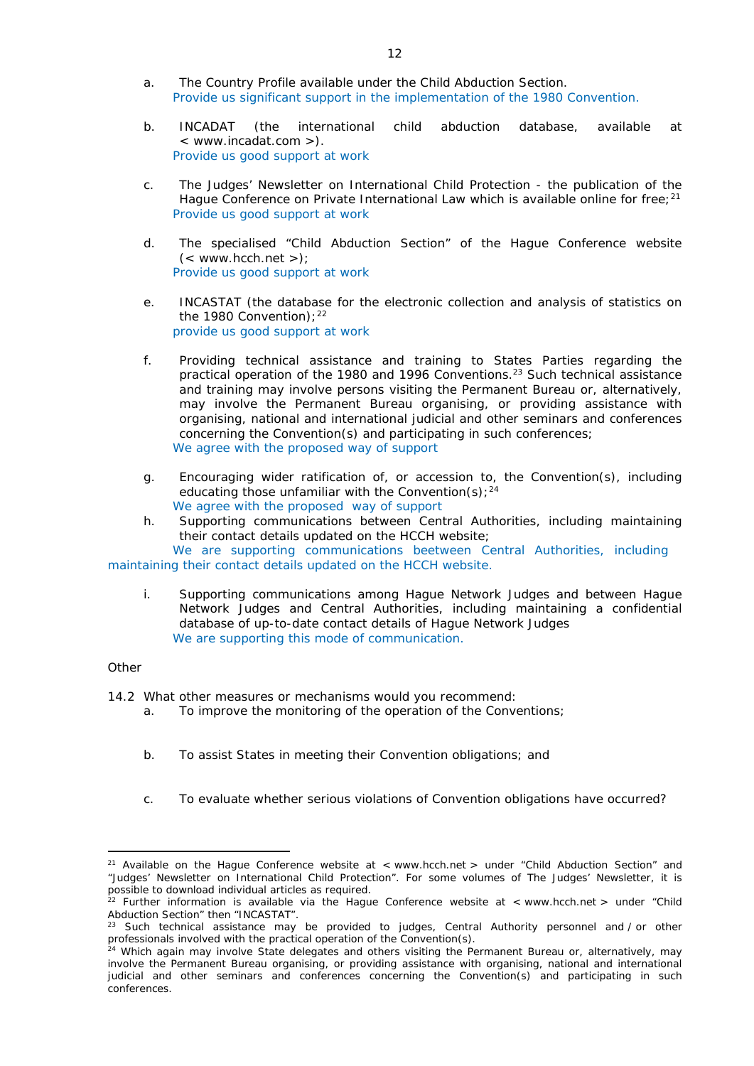a. The Country Profile available under the Child Abduction Section.
   Provide us significant support in the implementation of the 1980 Convention.

b. INCADAT (the international child abduction database, available at < www.incadat.com >).
   Provide us good support at work

c. The Judges' Newsletter on International Child Protection - the publication of the Hague Conference on Private International Law which is available online for free;[21]
   Provide us good support at work

d. The specialised "Child Abduction Section" of the Hague Conference website (< www.hcch.net >);
   Provide us good support at work

e. INCASTAT (the database for the electronic collection and analysis of statistics on the 1980 Convention);[22]
   provide us good support at work

f. Providing technical assistance and training to States Parties regarding the practical operation of the 1980 and 1996 Conventions.[23] Such technical assistance and training may involve persons visiting the Permanent Bureau or, alternatively, may involve the Permanent Bureau organising, or providing assistance with organising, national and international judicial and other seminars and conferences concerning the Convention(s) and participating in such conferences;
   We agree with the proposed way of support

g. Encouraging wider ratification of, or accession to, the Convention(s), including educating those unfamiliar with the Convention(s);[24]
   We agree with the proposed way of support

h. Supporting communications between Central Authorities, including maintaining their contact details updated on the HCCH website;
   We are supporting communications beetween Central Authorities, including maintaining their contact details updated on the HCCH website.

i. Supporting communications among Hague Network Judges and between Hague Network Judges and Central Authorities, including maintaining a confidential database of up-to-date contact details of Hague Network Judges
   We are supporting this mode of communication.

Other

14.2 What other measures or mechanisms would you recommend:

a. To improve the monitoring of the operation of the Conventions;

b. To assist States in meeting their Convention obligations; and

c. To evaluate whether serious violations of Convention obligations have occurred?

---

[21] Available on the Hague Conference website at < www.hcch.net > under "Child Abduction Section" and "Judges' Newsletter on International Child Protection". For some volumes of The Judges' Newsletter, it is possible to download individual articles as required.

[22] Further information is available via the Hague Conference website at < www.hcch.net > under "Child Abduction Section" then "INCASTAT".

[23] Such technical assistance may be provided to judges, Central Authority personnel and / or other professionals involved with the practical operation of the Convention(s).

[24] Which again may involve State delegates and others visiting the Permanent Bureau or, alternatively, may involve the Permanent Bureau organising, or providing assistance with organising, national and international judicial and other seminars and conferences concerning the Convention(s) and participating in such conferences.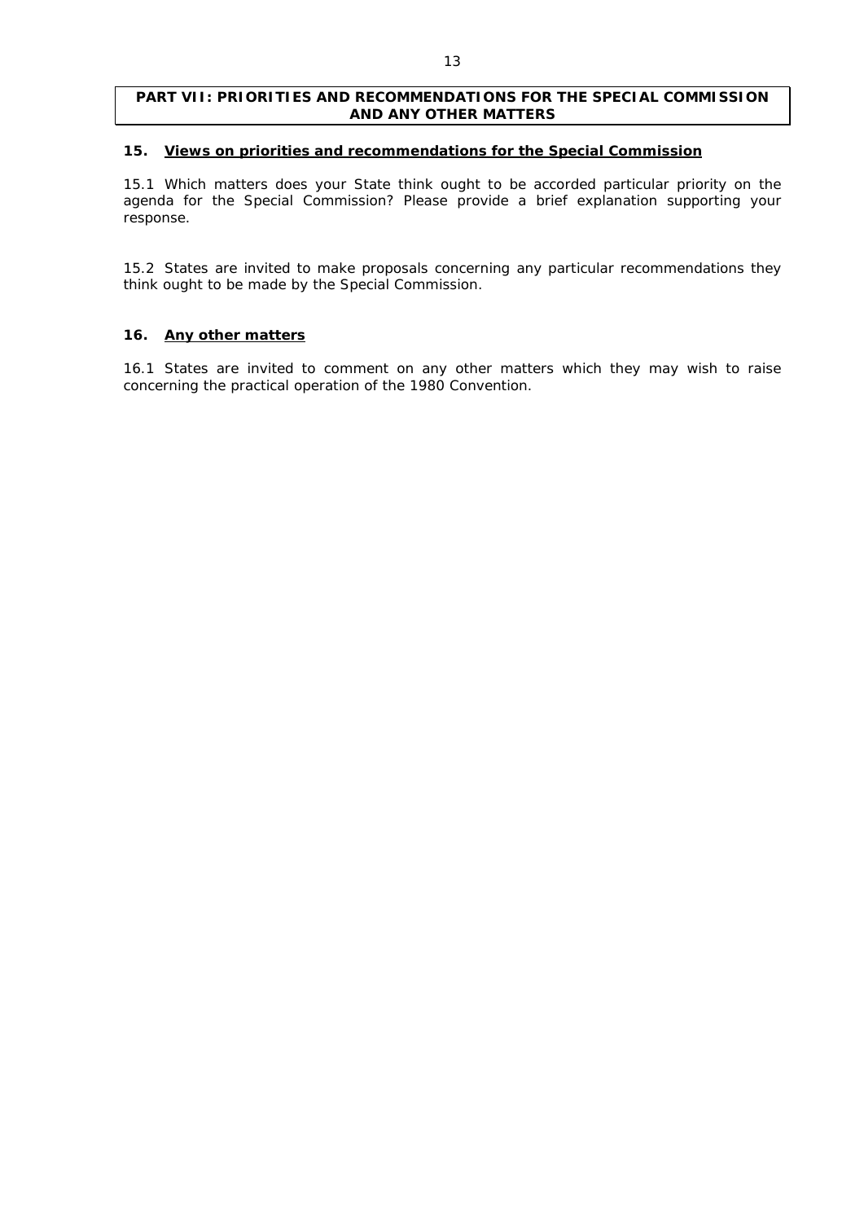## PART VII: PRIORITIES AND RECOMMENDATIONS FOR THE SPECIAL COMMISSION AND ANY OTHER MATTERS

### 15. Views on priorities and recommendations for the Special Commission

15.1 Which matters does your State think ought to be accorded particular priority on the agenda for the Special Commission? Please provide a brief explanation supporting your response.

15.2 States are invited to make proposals concerning any particular recommendations they think ought to be made by the Special Commission.

### 16. Any other matters

16.1 States are invited to comment on any other matters which they may wish to raise concerning the practical operation of the 1980 Convention.